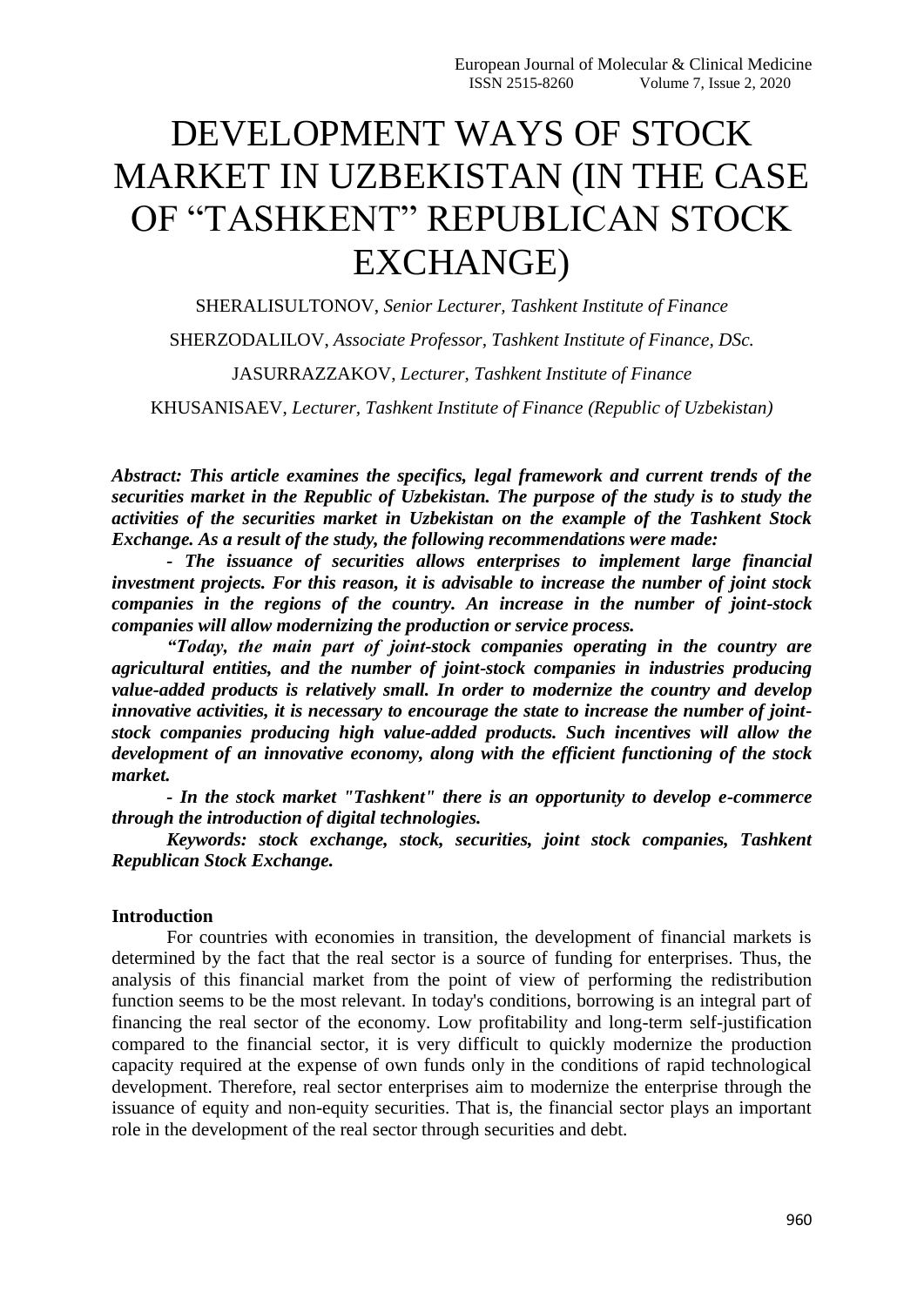# DEVELOPMENT WAYS OF STOCK MARKET IN UZBEKISTAN (IN THE CASE OF "TASHKENT" REPUBLICAN STOCK EXCHANGE)

SHERALISULTONOV, *Senior Lecturer, Tashkent Institute of Finance*

SHERZODALILOV, *Associate Professor, Tashkent Institute of Finance, DSc.*

JASURRAZZAKOV, *Lecturer, Tashkent Institute of Finance*

KHUSANISAEV, *Lecturer, Tashkent Institute of Finance (Republic of Uzbekistan)*

***Abstract: This article examines the specifics, legal framework and current trends of the securities market in the Republic of Uzbekistan. The purpose of the study is to study the activities of the securities market in Uzbekistan on the example of the Tashkent Stock Exchange. As a result of the study, the following recommendations were made:***

***- The issuance of securities allows enterprises to implement large financial investment projects. For this reason, it is advisable to increase the number of joint stock companies in the regions of the country. An increase in the number of joint-stock companies will allow modernizing the production or service process.***

***"Today, the main part of joint-stock companies operating in the country are agricultural entities, and the number of joint-stock companies in industries producing value-added products is relatively small. In order to modernize the country and develop innovative activities, it is necessary to encourage the state to increase the number of joint-stock companies producing high value-added products. Such incentives will allow the development of an innovative economy, along with the efficient functioning of the stock market.***

***- In the stock market "Tashkent" there is an opportunity to develop e-commerce through the introduction of digital technologies.***

***Keywords: stock exchange, stock, securities, joint stock companies, Tashkent Republican Stock Exchange.***

**Introduction**

For countries with economies in transition, the development of financial markets is determined by the fact that the real sector is a source of funding for enterprises. Thus, the analysis of this financial market from the point of view of performing the redistribution function seems to be the most relevant. In today's conditions, borrowing is an integral part of financing the real sector of the economy. Low profitability and long-term self-justification compared to the financial sector, it is very difficult to quickly modernize the production capacity required at the expense of own funds only in the conditions of rapid technological development. Therefore, real sector enterprises aim to modernize the enterprise through the issuance of equity and non-equity securities. That is, the financial sector plays an important role in the development of the real sector through securities and debt.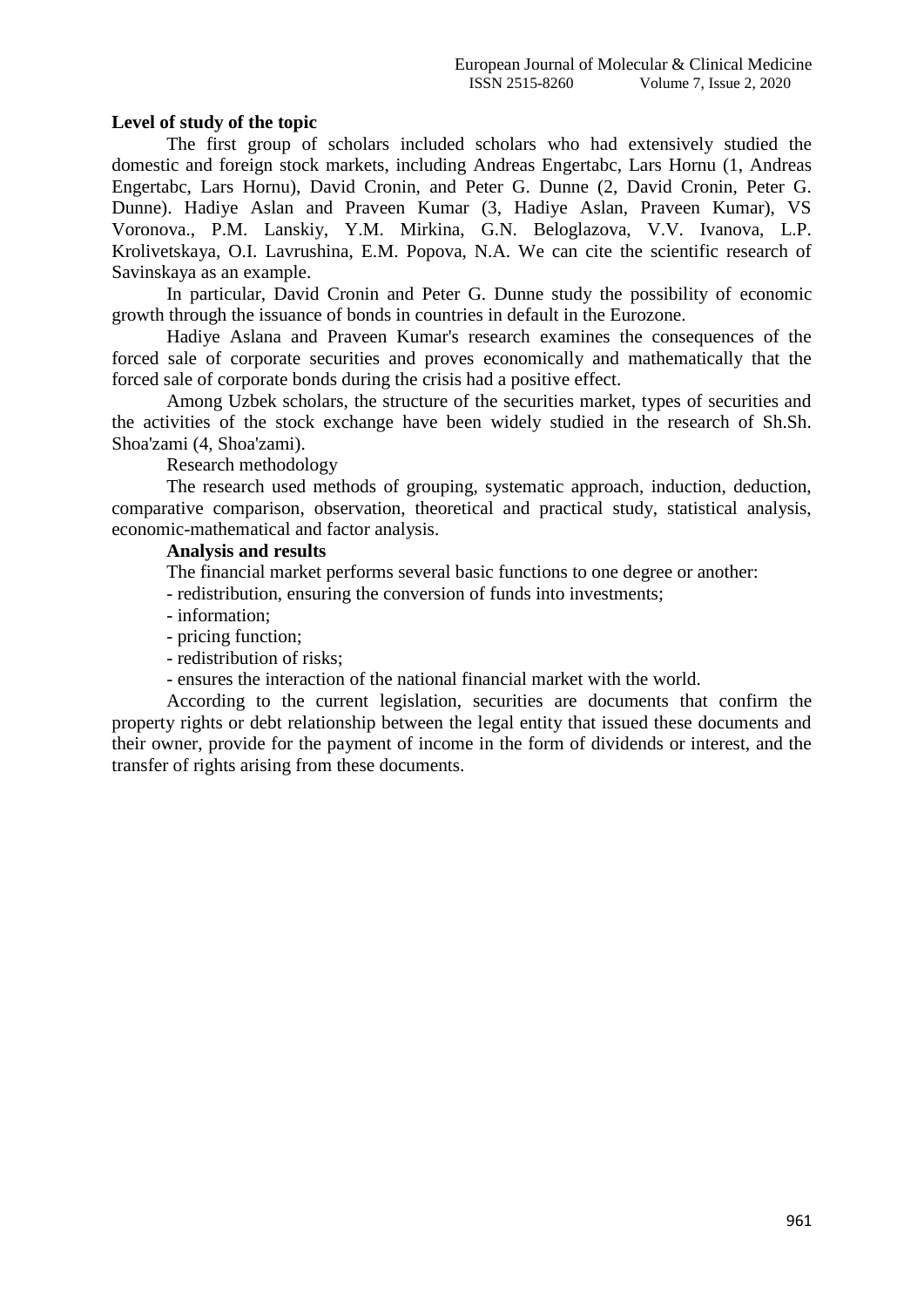**Level of study of the topic**

The first group of scholars included scholars who had extensively studied the domestic and foreign stock markets, including Andreas Engertabc, Lars Hornu (1, Andreas Engertabc, Lars Hornu), David Cronin, and Peter G. Dunne (2, David Cronin, Peter G. Dunne). Hadiye Aslan and Praveen Kumar (3, Hadiye Aslan, Praveen Kumar), VS Voronova., P.M. Lanskiy, Y.M. Mirkina, G.N. Beloglazova, V.V. Ivanova, L.P. Krolivetskaya, O.I. Lavrushina, E.M. Popova, N.A. We can cite the scientific research of Savinskaya as an example.

In particular, David Cronin and Peter G. Dunne study the possibility of economic growth through the issuance of bonds in countries in default in the Eurozone.

Hadiye Aslana and Praveen Kumar's research examines the consequences of the forced sale of corporate securities and proves economically and mathematically that the forced sale of corporate bonds during the crisis had a positive effect.

Among Uzbek scholars, the structure of the securities market, types of securities and the activities of the stock exchange have been widely studied in the research of Sh.Sh. Shoa'zami (4, Shoa'zami).

Research methodology

The research used methods of grouping, systematic approach, induction, deduction, comparative comparison, observation, theoretical and practical study, statistical analysis, economic-mathematical and factor analysis.

**Analysis and results**

The financial market performs several basic functions to one degree or another:

- redistribution, ensuring the conversion of funds into investments;
- information;
- pricing function;
- redistribution of risks;
- ensures the interaction of the national financial market with the world.

According to the current legislation, securities are documents that confirm the property rights or debt relationship between the legal entity that issued these documents and their owner, provide for the payment of income in the form of dividends or interest, and the transfer of rights arising from these documents.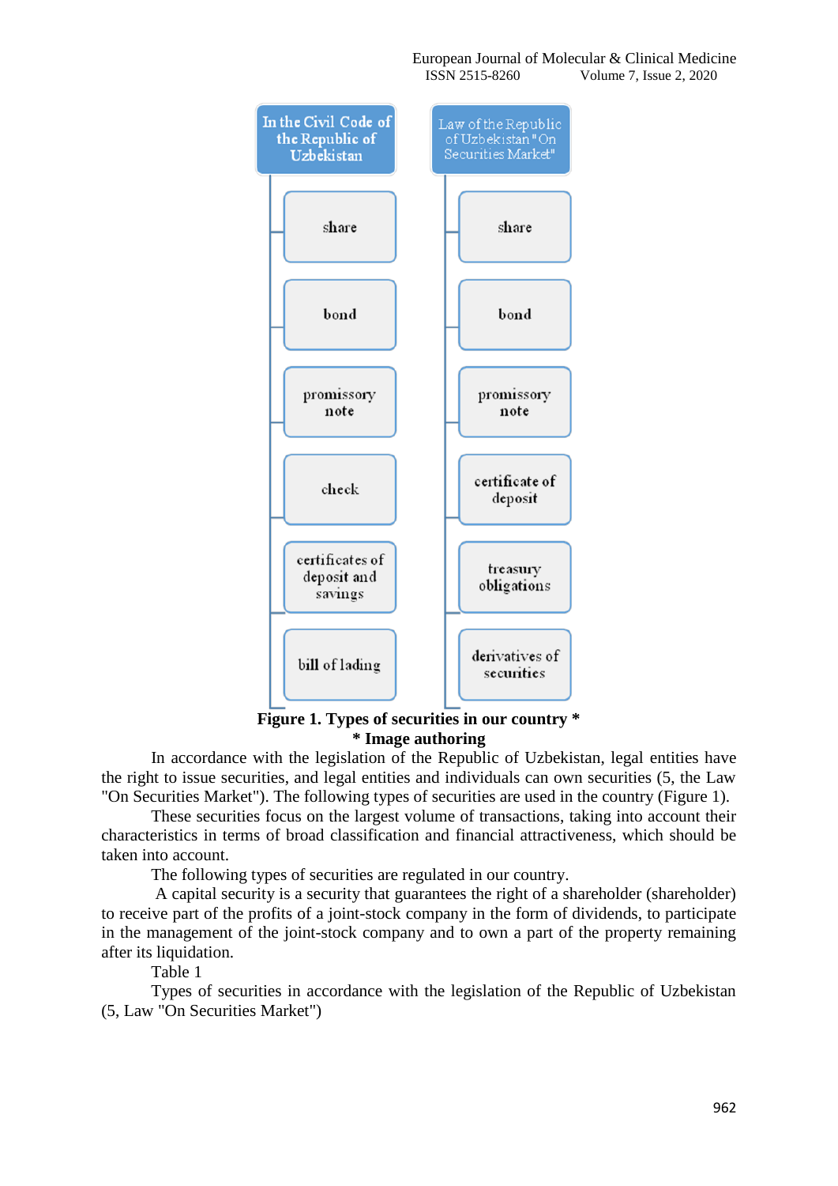In the Civil Code of the Republic of Uzbekistan

share

bond

promissory note

check

certificates of deposit and savings

bill of lading

Law of the Republic of Uzbekistan "On Securities Market"

share

bond

promissory note

certificate of deposit

treasury obligations

derivatives of securities

**Figure 1. Types of securities in our country \***

**\* Image authoring**

In accordance with the legislation of the Republic of Uzbekistan, legal entities have the right to issue securities, and legal entities and individuals can own securities (5, the Law "On Securities Market"). The following types of securities are used in the country (Figure 1).

These securities focus on the largest volume of transactions, taking into account their characteristics in terms of broad classification and financial attractiveness, which should be taken into account.

The following types of securities are regulated in our country.

A capital security is a security that guarantees the right of a shareholder (shareholder) to receive part of the profits of a joint-stock company in the form of dividends, to participate in the management of the joint-stock company and to own a part of the property remaining after its liquidation.

Table 1

Types of securities in accordance with the legislation of the Republic of Uzbekistan (5, Law "On Securities Market")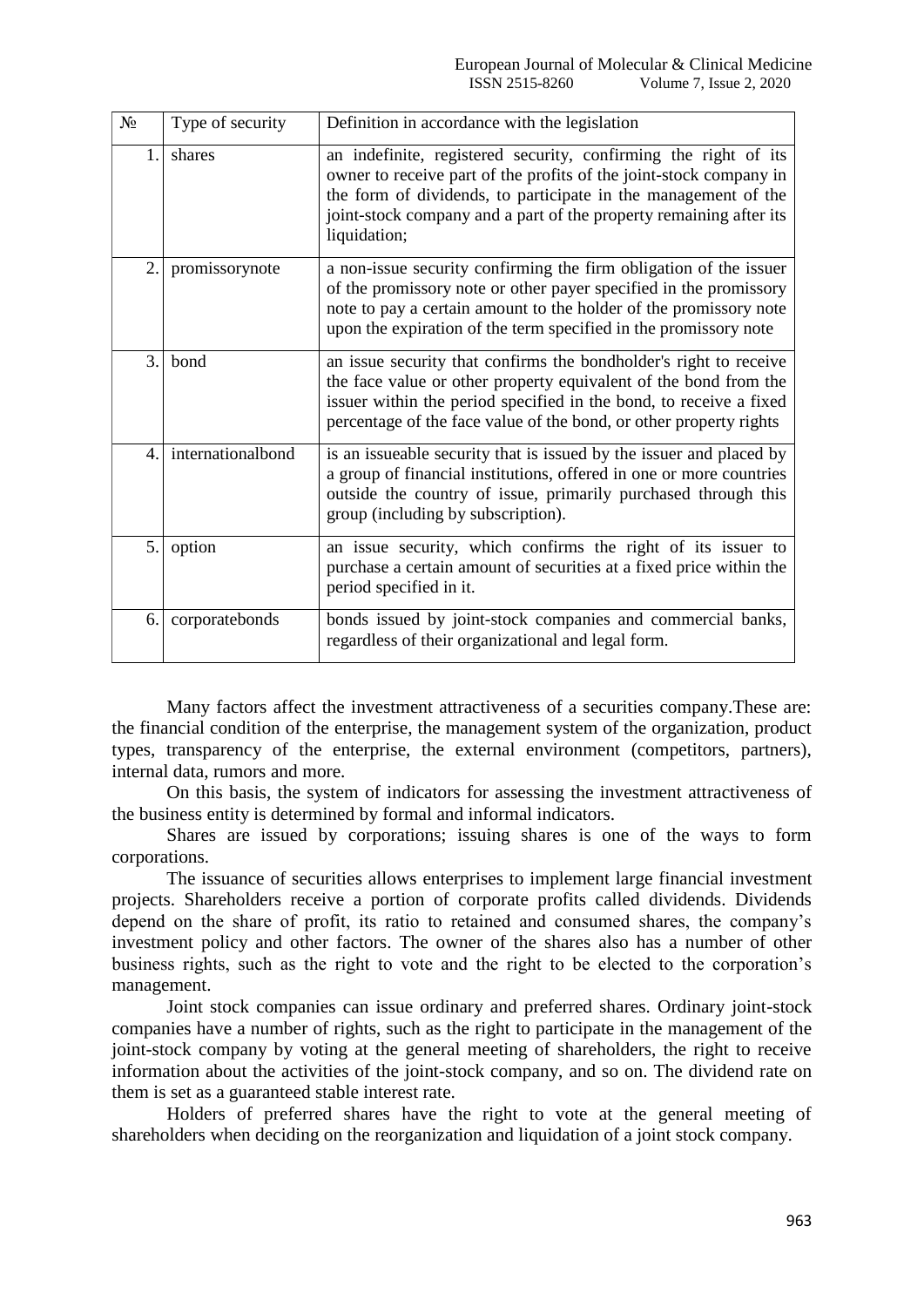| № | Type of security | Definition in accordance with the legislation |
|---|---|---|
| 1. | shares | an indefinite, registered security, confirming the right of its owner to receive part of the profits of the joint-stock company in the form of dividends, to participate in the management of the joint-stock company and a part of the property remaining after its liquidation; |
| 2. | promissorynote | a non-issue security confirming the firm obligation of the issuer of the promissory note or other payer specified in the promissory note to pay a certain amount to the holder of the promissory note upon the expiration of the term specified in the promissory note |
| 3. | bond | an issue security that confirms the bondholder's right to receive the face value or other property equivalent of the bond from the issuer within the period specified in the bond, to receive a fixed percentage of the face value of the bond, or other property rights |
| 4. | internationalbond | is an issueable security that is issued by the issuer and placed by a group of financial institutions, offered in one or more countries outside the country of issue, primarily purchased through this group (including by subscription). |
| 5. | option | an issue security, which confirms the right of its issuer to purchase a certain amount of securities at a fixed price within the period specified in it. |
| 6. | corporatebonds | bonds issued by joint-stock companies and commercial banks, regardless of their organizational and legal form. |

Many factors affect the investment attractiveness of a securities company.These are: the financial condition of the enterprise, the management system of the organization, product types, transparency of the enterprise, the external environment (competitors, partners), internal data, rumors and more.

On this basis, the system of indicators for assessing the investment attractiveness of the business entity is determined by formal and informal indicators.

Shares are issued by corporations; issuing shares is one of the ways to form corporations.

The issuance of securities allows enterprises to implement large financial investment projects. Shareholders receive a portion of corporate profits called dividends. Dividends depend on the share of profit, its ratio to retained and consumed shares, the company's investment policy and other factors. The owner of the shares also has a number of other business rights, such as the right to vote and the right to be elected to the corporation's management.

Joint stock companies can issue ordinary and preferred shares. Ordinary joint-stock companies have a number of rights, such as the right to participate in the management of the joint-stock company by voting at the general meeting of shareholders, the right to receive information about the activities of the joint-stock company, and so on. The dividend rate on them is set as a guaranteed stable interest rate.

Holders of preferred shares have the right to vote at the general meeting of shareholders when deciding on the reorganization and liquidation of a joint stock company.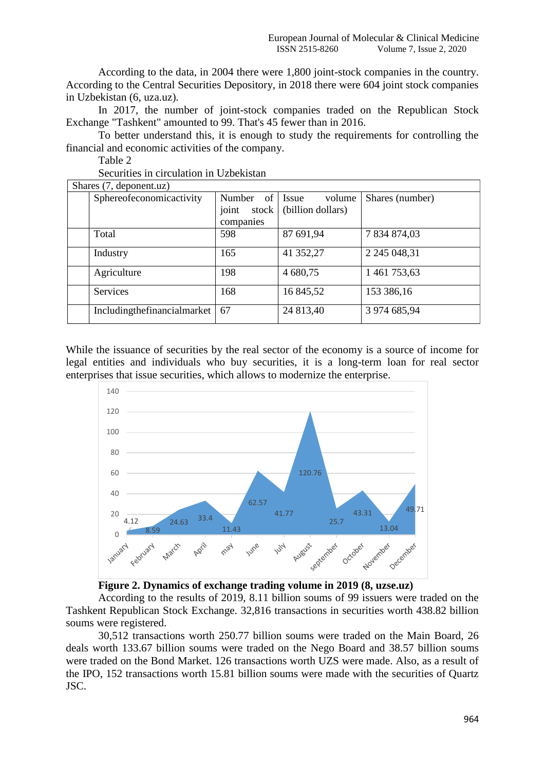According to the data, in 2004 there were 1,800 joint-stock companies in the country. According to the Central Securities Depository, in 2018 there were 604 joint stock companies in Uzbekistan (6, uza.uz).

In 2017, the number of joint-stock companies traded on the Republican Stock Exchange "Tashkent" amounted to 99. That's 45 fewer than in 2016.

To better understand this, it is enough to study the requirements for controlling the financial and economic activities of the company.

Table 2

Securities in circulation in Uzbekistan

| Shares (7, deponent.uz) | | | | |
|---|---|---|---|---|
| | Sphereofeconomicactivity | Number of joint stock companies | Issue volume (billion dollars) | Shares (number) |
| | Total | 598 | 87 691,94 | 7 834 874,03 |
| | Industry | 165 | 41 352,27 | 2 245 048,31 |
| | Agriculture | 198 | 4 680,75 | 1 461 753,63 |
| | Services | 168 | 16 845,52 | 153 386,16 |
| | Includingthefinancialmarket | 67 | 24 813,40 | 3 974 685,94 |

While the issuance of securities by the real sector of the economy is a source of income for legal entities and individuals who buy securities, it is a long-term loan for real sector enterprises that issue securities, which allows to modernize the enterprise.

140
120
100
80
60
40
20
0

4.12
8.59
24.63
33.4
11.43
62.57
41.77
120.76
25.7
43.31
13.04
49.71

January
February
March
April
may
June
July
August
september
October
November
December

**Figure 2. Dynamics of exchange trading volume in 2019 (8, uzse.uz)**

According to the results of 2019, 8.11 billion soums of 99 issuers were traded on the Tashkent Republican Stock Exchange. 32,816 transactions in securities worth 438.82 billion soums were registered.

30,512 transactions worth 250.77 billion soums were traded on the Main Board, 26 deals worth 133.67 billion soums were traded on the Nego Board and 38.57 billion soums were traded on the Bond Market. 126 transactions worth UZS were made. Also, as a result of the IPO, 152 transactions worth 15.81 billion soums were made with the securities of Quartz JSC.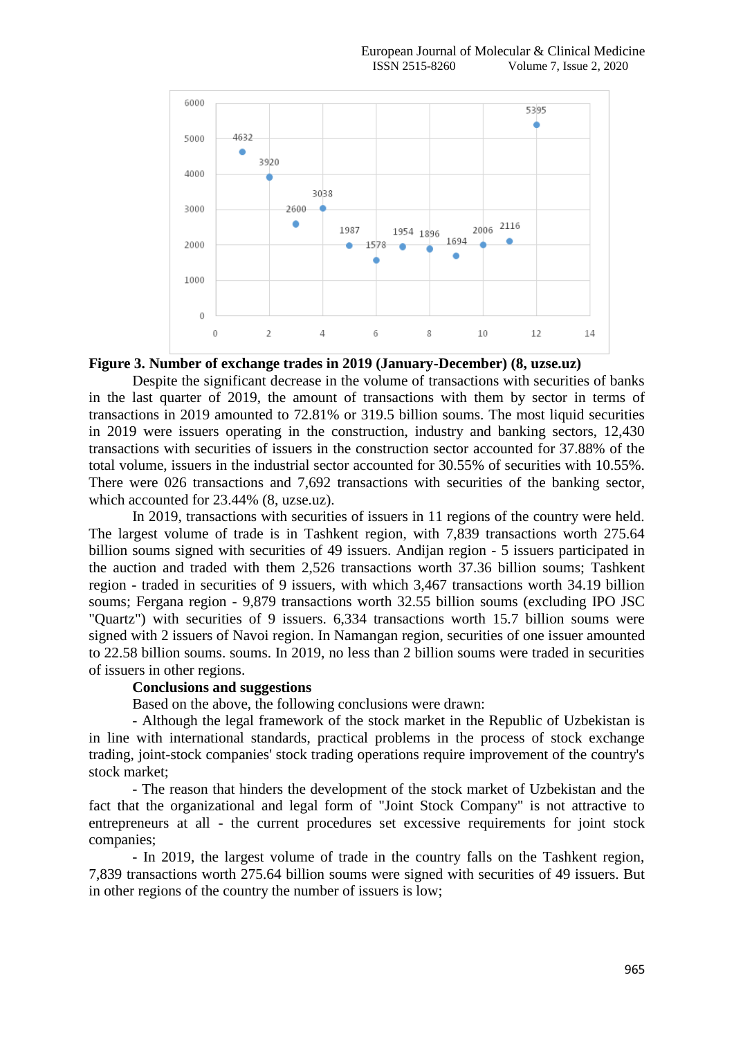6000

5000

4000

3000

2000

1000

0

0 2 4 6 8 10 12 14

4632

3920

2600

3038

1987

1578

1954

1896

1694

2006

2116

5395

**Figure 3. Number of exchange trades in 2019 (January-December) (8, uzse.uz)**

Despite the significant decrease in the volume of transactions with securities of banks in the last quarter of 2019, the amount of transactions with them by sector in terms of transactions in 2019 amounted to 72.81% or 319.5 billion soums. The most liquid securities in 2019 were issuers operating in the construction, industry and banking sectors, 12,430 transactions with securities of issuers in the construction sector accounted for 37.88% of the total volume, issuers in the industrial sector accounted for 30.55% of securities with 10.55%. There were 026 transactions and 7,692 transactions with securities of the banking sector, which accounted for 23.44% (8, uzse.uz).

In 2019, transactions with securities of issuers in 11 regions of the country were held. The largest volume of trade is in Tashkent region, with 7,839 transactions worth 275.64 billion soums signed with securities of 49 issuers. Andijan region - 5 issuers participated in the auction and traded with them 2,526 transactions worth 37.36 billion soums; Tashkent region - traded in securities of 9 issuers, with which 3,467 transactions worth 34.19 billion soums; Fergana region - 9,879 transactions worth 32.55 billion soums (excluding IPO JSC "Quartz") with securities of 9 issuers. 6,334 transactions worth 15.7 billion soums were signed with 2 issuers of Navoi region. In Namangan region, securities of one issuer amounted to 22.58 billion soums. soums. In 2019, no less than 2 billion soums were traded in securities of issuers in other regions.

**Conclusions and suggestions**

Based on the above, the following conclusions were drawn:

- Although the legal framework of the stock market in the Republic of Uzbekistan is in line with international standards, practical problems in the process of stock exchange trading, joint-stock companies' stock trading operations require improvement of the country's stock market;

- The reason that hinders the development of the stock market of Uzbekistan and the fact that the organizational and legal form of "Joint Stock Company" is not attractive to entrepreneurs at all - the current procedures set excessive requirements for joint stock companies;

- In 2019, the largest volume of trade in the country falls on the Tashkent region, 7,839 transactions worth 275.64 billion soums were signed with securities of 49 issuers. But in other regions of the country the number of issuers is low;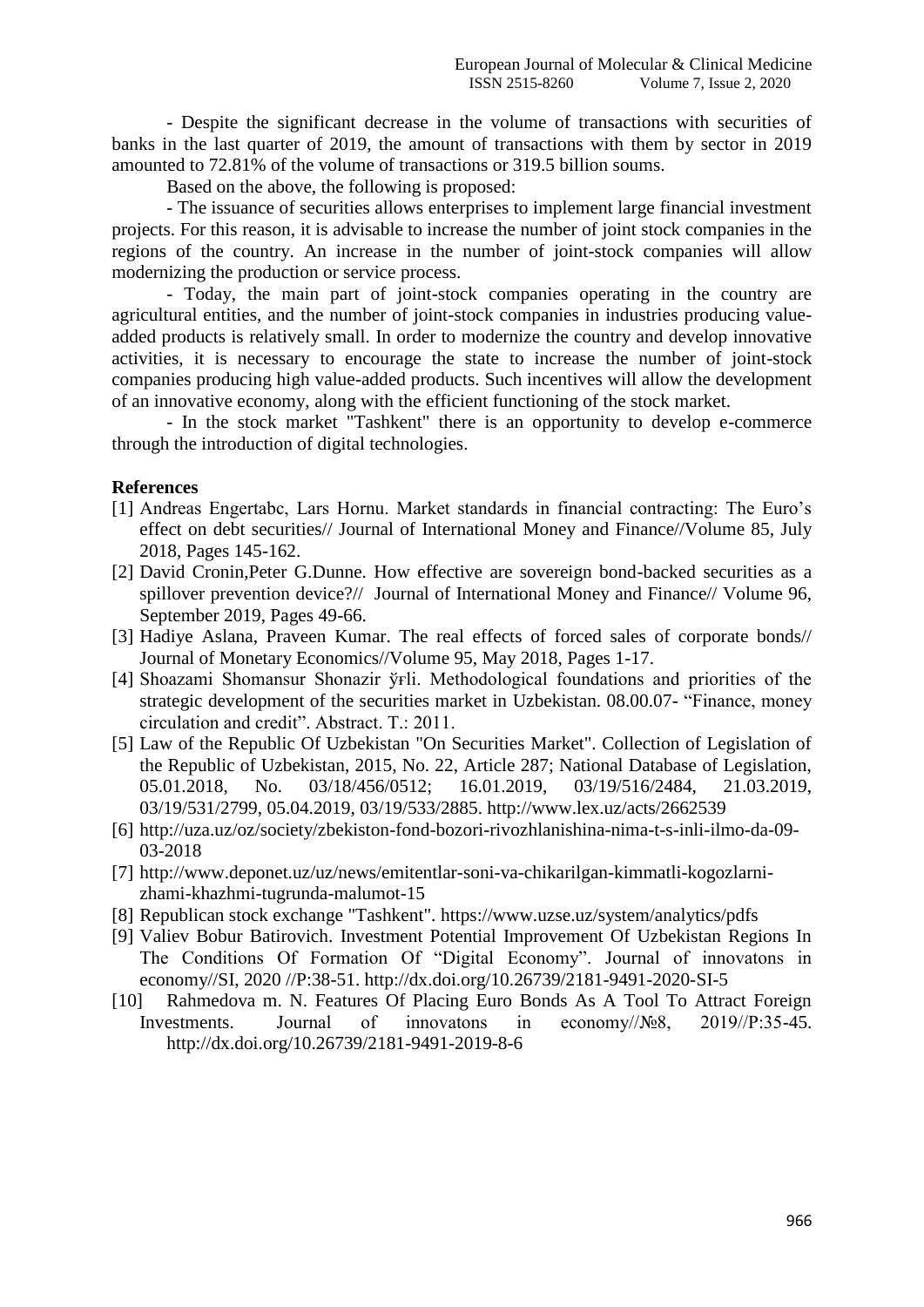- Despite the significant decrease in the volume of transactions with securities of banks in the last quarter of 2019, the amount of transactions with them by sector in 2019 amounted to 72.81% of the volume of transactions or 319.5 billion soums.

Based on the above, the following is proposed:

- The issuance of securities allows enterprises to implement large financial investment projects. For this reason, it is advisable to increase the number of joint stock companies in the regions of the country. An increase in the number of joint-stock companies will allow modernizing the production or service process.

- Today, the main part of joint-stock companies operating in the country are agricultural entities, and the number of joint-stock companies in industries producing value-added products is relatively small. In order to modernize the country and develop innovative activities, it is necessary to encourage the state to increase the number of joint-stock companies producing high value-added products. Such incentives will allow the development of an innovative economy, along with the efficient functioning of the stock market.

- In the stock market "Tashkent" there is an opportunity to develop e-commerce through the introduction of digital technologies.

## References

[1] Andreas Engertabc, Lars Hornu. Market standards in financial contracting: The Euro's effect on debt securities// Journal of International Money and Finance//Volume 85, July 2018, Pages 145-162.

[2] David Cronin,Peter G.Dunne. How effective are sovereign bond-backed securities as a spillover prevention device?// Journal of International Money and Finance// Volume 96, September 2019, Pages 49-66.

[3] Hadiye Aslana, Praveen Kumar. The real effects of forced sales of corporate bonds// Journal of Monetary Economics//Volume 95, May 2018, Pages 1-17.

[4] Shoazami Shomansur Shonazir ўrli. Methodological foundations and priorities of the strategic development of the securities market in Uzbekistan. 08.00.07- "Finance, money circulation and credit". Abstract. T.: 2011.

[5] Law of the Republic Of Uzbekistan "On Securities Market". Collection of Legislation of the Republic of Uzbekistan, 2015, No. 22, Article 287; National Database of Legislation, 05.01.2018, No. 03/18/456/0512; 16.01.2019, 03/19/516/2484, 21.03.2019, 03/19/531/2799, 05.04.2019, 03/19/533/2885. http://www.lex.uz/acts/2662539

[6] http://uza.uz/oz/society/zbekiston-fond-bozori-rivozhlanishina-nima-t-s-inli-ilmo-da-09-03-2018

[7] http://www.deponet.uz/uz/news/emitentlar-soni-va-chikarilgan-kimmatli-kogozlarni-zhami-khazhmi-tugrunda-malumot-15

[8] Republican stock exchange "Tashkent". https://www.uzse.uz/system/analytics/pdfs

[9] Valiev Bobur Batirovich. Investment Potential Improvement Of Uzbekistan Regions In The Conditions Of Formation Of "Digital Economy". Journal of innovatons in economy//SI, 2020 //P:38-51. http://dx.doi.org/10.26739/2181-9491-2020-SI-5

[10] Rahmedova m. N. Features Of Placing Euro Bonds As A Tool To Attract Foreign Investments. Journal of innovatons in economy//№8, 2019//P:35-45. http://dx.doi.org/10.26739/2181-9491-2019-8-6